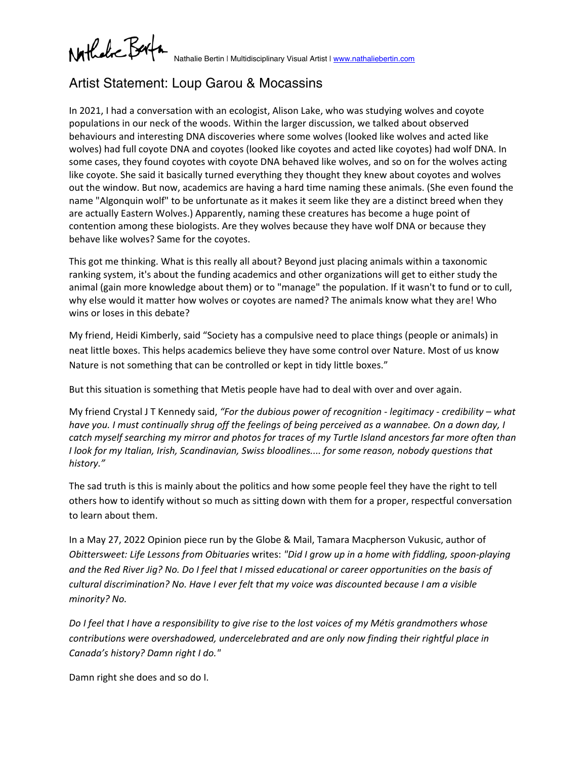Nathalie Bertin | Multidisciplinary Visual Artist | www.nathaliebertin.com

# Artist Statement: Loup Garou & Mocassins

In 2021, I had a conversation with an ecologist, Alison Lake, who was studying wolves and coyote populations in our neck of the woods. Within the larger discussion, we talked about observed behaviours and interesting DNA discoveries where some wolves (looked like wolves and acted like wolves) had full coyote DNA and coyotes (looked like coyotes and acted like coyotes) had wolf DNA. In some cases, they found coyotes with coyote DNA behaved like wolves, and so on for the wolves acting like coyote. She said it basically turned everything they thought they knew about coyotes and wolves out the window. But now, academics are having a hard time naming these animals. (She even found the name "Algonquin wolf" to be unfortunate as it makes it seem like they are a distinct breed when they are actually Eastern Wolves.) Apparently, naming these creatures has become a huge point of contention among these biologists. Are they wolves because they have wolf DNA or because they behave like wolves? Same for the coyotes.

This got me thinking. What is this really all about? Beyond just placing animals within a taxonomic ranking system, it's about the funding academics and other organizations will get to either study the animal (gain more knowledge about them) or to "manage" the population. If it wasn't to fund or to cull, why else would it matter how wolves or coyotes are named? The animals know what they are! Who wins or loses in this debate?

My friend, Heidi Kimberly, said "Society has a compulsive need to place things (people or animals) in neat little boxes. This helps academics believe they have some control over Nature. Most of us know Nature is not something that can be controlled or kept in tidy little boxes."

But this situation is something that Metis people have had to deal with over and over again.

My friend Crystal J T Kennedy said, *"For the dubious power of recognition - legitimacy - credibility – what have you. I must continually shrug off the feelings of being perceived as a wannabee. On a down day, I catch myself searching my mirror and photos for traces of my Turtle Island ancestors far more often than I look for my Italian, Irish, Scandinavian, Swiss bloodlines.... for some reason, nobody questions that history."*

The sad truth is this is mainly about the politics and how some people feel they have the right to tell others how to identify without so much as sitting down with them for a proper, respectful conversation to learn about them.

In a May 27, 2022 Opinion piece run by the Globe & Mail, Tamara Macpherson Vukusic, author of *Obittersweet: Life Lessons from Obituaries* writes: *"Did I grow up in a home with fiddling, spoon-playing and the Red River Jig? No. Do I feel that I missed educational or career opportunities on the basis of cultural discrimination? No. Have I ever felt that my voice was discounted because I am a visible minority? No.*

*Do I feel that I have a responsibility to give rise to the lost voices of my Métis grandmothers whose contributions were overshadowed, undercelebrated and are only now finding their rightful place in Canada's history? Damn right I do."*

Damn right she does and so do I.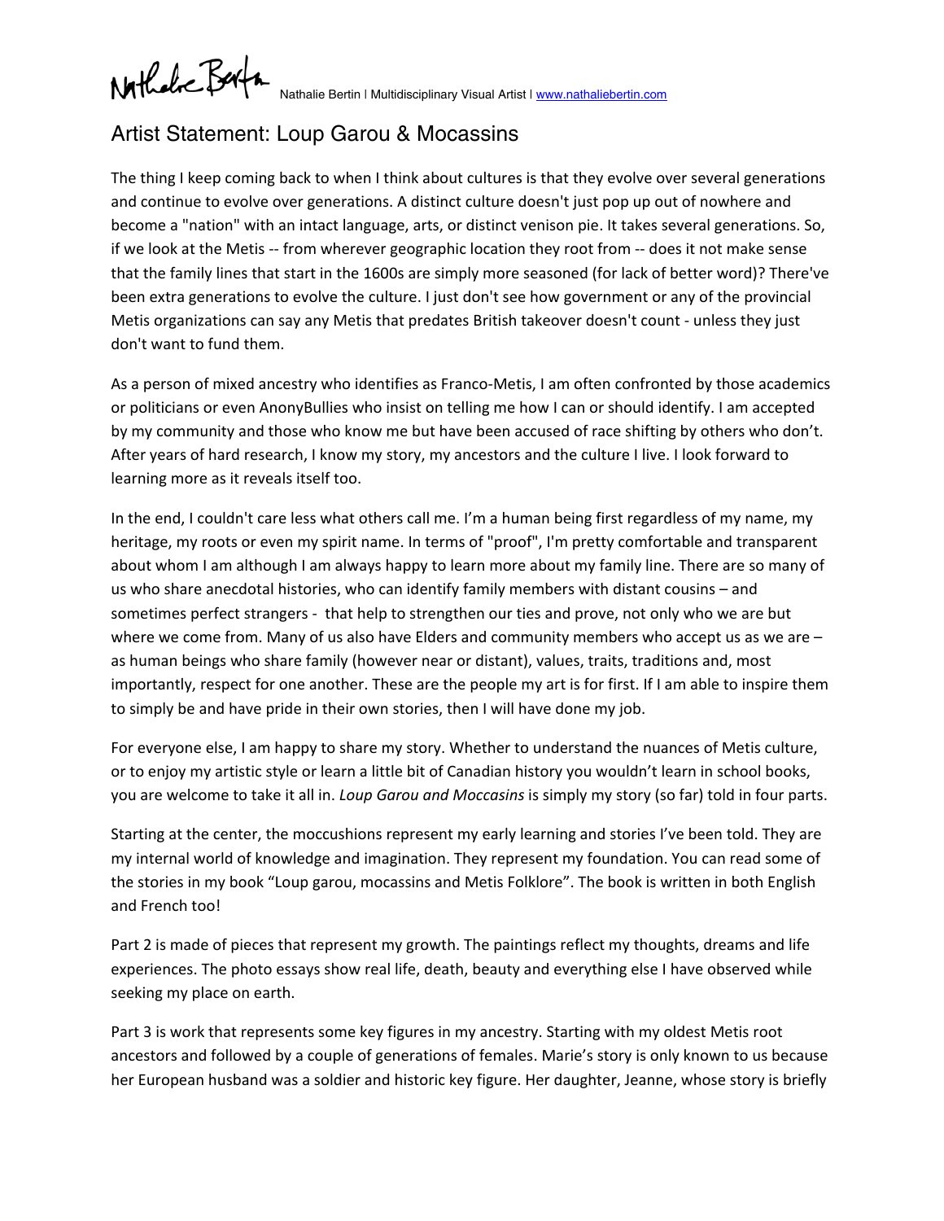# Artist Statement: Loup Garou & Mocassins

The thing I keep coming back to when I think about cultures is that they evolve over several generations and continue to evolve over generations. A distinct culture doesn't just pop up out of nowhere and become a "nation" with an intact language, arts, or distinct venison pie. It takes several generations. So, if we look at the Metis -- from wherever geographic location they root from -- does it not make sense that the family lines that start in the 1600s are simply more seasoned (for lack of better word)? There've been extra generations to evolve the culture. I just don't see how government or any of the provincial Metis organizations can say any Metis that predates British takeover doesn't count - unless they just don't want to fund them.

As a person of mixed ancestry who identifies as Franco-Metis, I am often confronted by those academics or politicians or even AnonyBullies who insist on telling me how I can or should identify. I am accepted by my community and those who know me but have been accused of race shifting by others who don't. After years of hard research, I know my story, my ancestors and the culture I live. I look forward to learning more as it reveals itself too.

In the end, I couldn't care less what others call me. I'm a human being first regardless of my name, my heritage, my roots or even my spirit name. In terms of "proof", I'm pretty comfortable and transparent about whom I am although I am always happy to learn more about my family line. There are so many of us who share anecdotal histories, who can identify family members with distant cousins – and sometimes perfect strangers - that help to strengthen our ties and prove, not only who we are but where we come from. Many of us also have Elders and community members who accept us as we are – as human beings who share family (however near or distant), values, traits, traditions and, most importantly, respect for one another. These are the people my art is for first. If I am able to inspire them to simply be and have pride in their own stories, then I will have done my job.

For everyone else, I am happy to share my story. Whether to understand the nuances of Metis culture, or to enjoy my artistic style or learn a little bit of Canadian history you wouldn't learn in school books, you are welcome to take it all in. *Loup Garou and Moccasins* is simply my story (so far) told in four parts.

Starting at the center, the moccushions represent my early learning and stories I've been told. They are my internal world of knowledge and imagination. They represent my foundation. You can read some of the stories in my book "Loup garou, mocassins and Metis Folklore". The book is written in both English and French too!

Part 2 is made of pieces that represent my growth. The paintings reflect my thoughts, dreams and life experiences. The photo essays show real life, death, beauty and everything else I have observed while seeking my place on earth.

Part 3 is work that represents some key figures in my ancestry. Starting with my oldest Metis root ancestors and followed by a couple of generations of females. Marie's story is only known to us because her European husband was a soldier and historic key figure. Her daughter, Jeanne, whose story is briefly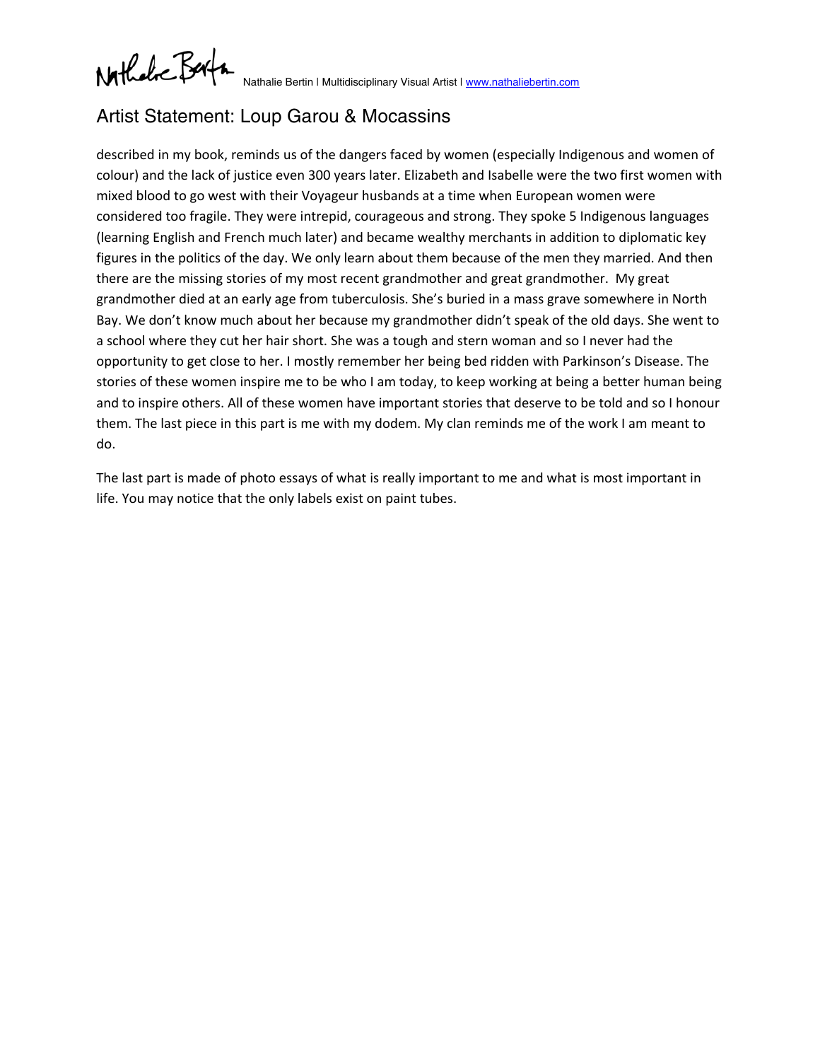described in my book, reminds us of the dangers faced by women (especially Indigenous and women of colour) and the lack of justice even 300 years later. Elizabeth and Isabelle were the two first women with mixed blood to go west with their Voyageur husbands at a time when European women were considered too fragile. They were intrepid, courageous and strong. They spoke 5 Indigenous languages (learning English and French much later) and became wealthy merchants in addition to diplomatic key figures in the politics of the day. We only learn about them because of the men they married. And then there are the missing stories of my most recent grandmother and great grandmother. My great grandmother died at an early age from tuberculosis. She's buried in a mass grave somewhere in North Bay. We don't know much about her because my grandmother didn't speak of the old days. She went to a school where they cut her hair short. She was a tough and stern woman and so I never had the opportunity to get close to her. I mostly remember her being bed ridden with Parkinson's Disease. The stories of these women inspire me to be who I am today, to keep working at being a better human being and to inspire others. All of these women have important stories that deserve to be told and so I honour them. The last piece in this part is me with my dodem. My clan reminds me of the work I am meant to do.

The last part is made of photo essays of what is really important to me and what is most important in life. You may notice that the only labels exist on paint tubes.